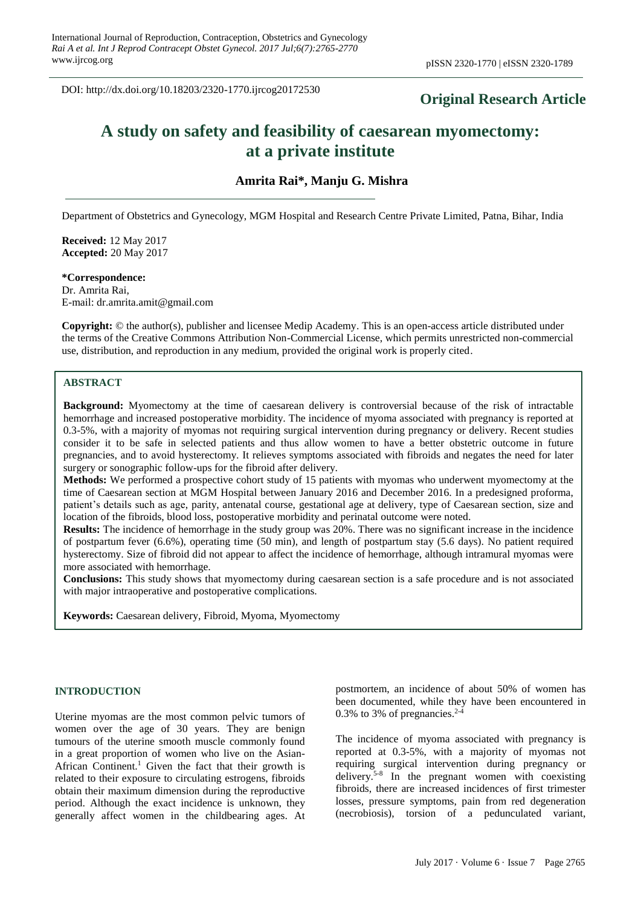DOI: http://dx.doi.org/10.18203/2320-1770.ijrcog20172530

**Original Research Article**

# A study on safety and feasibility of caesarean myomectomy: at a private institute

**Amrita Rai\*, Manju G. Mishra**

Department of Obstetrics and Gynecology, MGM Hospital and Research Centre Private Limited, Patna, Bihar, India

**Received:** 12 May 2017
**Accepted:** 20 May 2017

**\*Correspondence:**
Dr. Amrita Rai,
E-mail: dr.amrita.amit@gmail.com

**Copyright:** © the author(s), publisher and licensee Medip Academy. This is an open-access article distributed under the terms of the Creative Commons Attribution Non-Commercial License, which permits unrestricted non-commercial use, distribution, and reproduction in any medium, provided the original work is properly cited.

## ABSTRACT

**Background:** Myomectomy at the time of caesarean delivery is controversial because of the risk of intractable hemorrhage and increased postoperative morbidity. The incidence of myoma associated with pregnancy is reported at 0.3-5%, with a majority of myomas not requiring surgical intervention during pregnancy or delivery. Recent studies consider it to be safe in selected patients and thus allow women to have a better obstetric outcome in future pregnancies, and to avoid hysterectomy. It relieves symptoms associated with fibroids and negates the need for later surgery or sonographic follow-ups for the fibroid after delivery.

**Methods:** We performed a prospective cohort study of 15 patients with myomas who underwent myomectomy at the time of Caesarean section at MGM Hospital between January 2016 and December 2016. In a predesigned proforma, patient's details such as age, parity, antenatal course, gestational age at delivery, type of Caesarean section, size and location of the fibroids, blood loss, postoperative morbidity and perinatal outcome were noted.

**Results:** The incidence of hemorrhage in the study group was 20%. There was no significant increase in the incidence of postpartum fever (6.6%), operating time (50 min), and length of postpartum stay (5.6 days). No patient required hysterectomy. Size of fibroid did not appear to affect the incidence of hemorrhage, although intramural myomas were more associated with hemorrhage.

**Conclusions:** This study shows that myomectomy during caesarean section is a safe procedure and is not associated with major intraoperative and postoperative complications.

**Keywords:** Caesarean delivery, Fibroid, Myoma, Myomectomy

## INTRODUCTION

Uterine myomas are the most common pelvic tumors of women over the age of 30 years. They are benign tumours of the uterine smooth muscle commonly found in a great proportion of women who live on the Asian-African Continent.[1] Given the fact that their growth is related to their exposure to circulating estrogens, fibroids obtain their maximum dimension during the reproductive period. Although the exact incidence is unknown, they generally affect women in the childbearing ages. At postmortem, an incidence of about 50% of women has been documented, while they have been encountered in 0.3% to 3% of pregnancies.[2-4]

The incidence of myoma associated with pregnancy is reported at 0.3-5%, with a majority of myomas not requiring surgical intervention during pregnancy or delivery.[5-8] In the pregnant women with coexisting fibroids, there are increased incidences of first trimester losses, pressure symptoms, pain from red degeneration (necrobiosis), torsion of a pedunculated variant,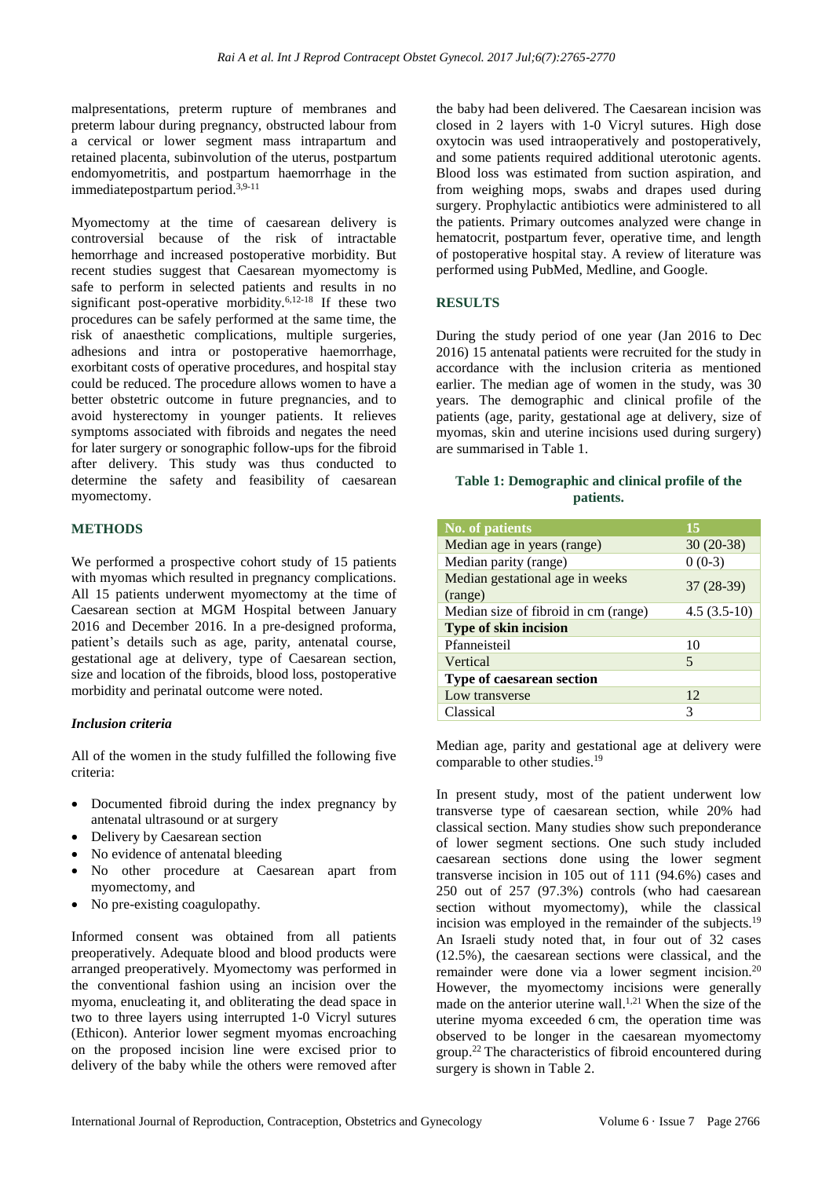malpresentations, preterm rupture of membranes and preterm labour during pregnancy, obstructed labour from a cervical or lower segment mass intrapartum and retained placenta, subinvolution of the uterus, postpartum endomyometritis, and postpartum haemorrhage in the immediatepostpartum period.[3,9-11]

Myomectomy at the time of caesarean delivery is controversial because of the risk of intractable hemorrhage and increased postoperative morbidity. But recent studies suggest that Caesarean myomectomy is safe to perform in selected patients and results in no significant post-operative morbidity.[6,12-18] If these two procedures can be safely performed at the same time, the risk of anaesthetic complications, multiple surgeries, adhesions and intra or postoperative haemorrhage, exorbitant costs of operative procedures, and hospital stay could be reduced. The procedure allows women to have a better obstetric outcome in future pregnancies, and to avoid hysterectomy in younger patients. It relieves symptoms associated with fibroids and negates the need for later surgery or sonographic follow-ups for the fibroid after delivery. This study was thus conducted to determine the safety and feasibility of caesarean myomectomy.

## METHODS

We performed a prospective cohort study of 15 patients with myomas which resulted in pregnancy complications. All 15 patients underwent myomectomy at the time of Caesarean section at MGM Hospital between January 2016 and December 2016. In a pre-designed proforma, patient's details such as age, parity, antenatal course, gestational age at delivery, type of Caesarean section, size and location of the fibroids, blood loss, postoperative morbidity and perinatal outcome were noted.

### *Inclusion criteria*

All of the women in the study fulfilled the following five criteria:

- Documented fibroid during the index pregnancy by antenatal ultrasound or at surgery
- Delivery by Caesarean section
- No evidence of antenatal bleeding
- No other procedure at Caesarean apart from myomectomy, and
- No pre-existing coagulopathy.

Informed consent was obtained from all patients preoperatively. Adequate blood and blood products were arranged preoperatively. Myomectomy was performed in the conventional fashion using an incision over the myoma, enucleating it, and obliterating the dead space in two to three layers using interrupted 1-0 Vicryl sutures (Ethicon). Anterior lower segment myomas encroaching on the proposed incision line were excised prior to delivery of the baby while the others were removed after the baby had been delivered. The Caesarean incision was closed in 2 layers with 1-0 Vicryl sutures. High dose oxytocin was used intraoperatively and postoperatively, and some patients required additional uterotonic agents. Blood loss was estimated from suction aspiration, and from weighing mops, swabs and drapes used during surgery. Prophylactic antibiotics were administered to all the patients. Primary outcomes analyzed were change in hematocrit, postpartum fever, operative time, and length of postoperative hospital stay. A review of literature was performed using PubMed, Medline, and Google.

## RESULTS

During the study period of one year (Jan 2016 to Dec 2016) 15 antenatal patients were recruited for the study in accordance with the inclusion criteria as mentioned earlier. The median age of women in the study, was 30 years. The demographic and clinical profile of the patients (age, parity, gestational age at delivery, size of myomas, skin and uterine incisions used during surgery) are summarised in Table 1.

**Table 1: Demographic and clinical profile of the patients.**

| No. of patients | 15 |
|---|---|
| Median age in years (range) | 30 (20-38) |
| Median parity (range) | 0 (0-3) |
| Median gestational age in weeks (range) | 37 (28-39) |
| Median size of fibroid in cm (range) | 4.5 (3.5-10) |
| **Type of skin incision** | |
| Pfanneisteil | 10 |
| Vertical | 5 |
| **Type of caesarean section** | |
| Low transverse | 12 |
| Classical | 3 |

Median age, parity and gestational age at delivery were comparable to other studies.[19]

In present study, most of the patient underwent low transverse type of caesarean section, while 20% had classical section. Many studies show such preponderance of lower segment sections. One such study included caesarean sections done using the lower segment transverse incision in 105 out of 111 (94.6%) cases and 250 out of 257 (97.3%) controls (who had caesarean section without myomectomy), while the classical incision was employed in the remainder of the subjects.[19] An Israeli study noted that, in four out of 32 cases (12.5%), the caesarean sections were classical, and the remainder were done via a lower segment incision.[20] However, the myomectomy incisions were generally made on the anterior uterine wall.[1,21] When the size of the uterine myoma exceeded 6 cm, the operation time was observed to be longer in the caesarean myomectomy group.[22] The characteristics of fibroid encountered during surgery is shown in Table 2.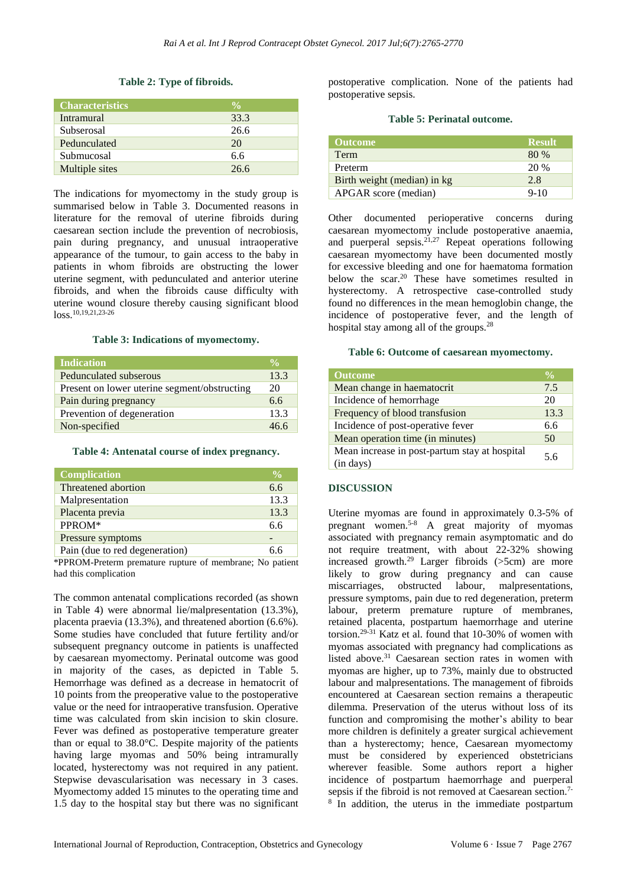**Table 2: Type of fibroids.**

| Characteristics | % |
|---|---|
| Intramural | 33.3 |
| Subserosal | 26.6 |
| Pedunculated | 20 |
| Submucosal | 6.6 |
| Multiple sites | 26.6 |

The indications for myomectomy in the study group is summarised below in Table 3. Documented reasons in literature for the removal of uterine fibroids during caesarean section include the prevention of necrobiosis, pain during pregnancy, and unusual intraoperative appearance of the tumour, to gain access to the baby in patients in whom fibroids are obstructing the lower uterine segment, with pedunculated and anterior uterine fibroids, and when the fibroids cause difficulty with uterine wound closure thereby causing significant blood loss.[10,19,21,23-26]

**Table 3: Indications of myomectomy.**

| Indication | % |
|---|---|
| Pedunculated subserous | 13.3 |
| Present on lower uterine segment/obstructing | 20 |
| Pain during pregnancy | 6.6 |
| Prevention of degeneration | 13.3 |
| Non-specified | 46.6 |

**Table 4: Antenatal course of index pregnancy.**

| Complication | % |
|---|---|
| Threatened abortion | 6.6 |
| Malpresentation | 13.3 |
| Placenta previa | 13.3 |
| PPROM* | 6.6 |
| Pressure symptoms | - |
| Pain (due to red degeneration) | 6.6 |

*PPROM-Preterm premature rupture of membrane; No patient had this complication

The common antenatal complications recorded (as shown in Table 4) were abnormal lie/malpresentation (13.3%), placenta praevia (13.3%), and threatened abortion (6.6%). Some studies have concluded that future fertility and/or subsequent pregnancy outcome in patients is unaffected by caesarean myomectomy. Perinatal outcome was good in majority of the cases, as depicted in Table 5. Hemorrhage was defined as a decrease in hematocrit of 10 points from the preoperative value to the postoperative value or the need for intraoperative transfusion. Operative time was calculated from skin incision to skin closure. Fever was defined as postoperative temperature greater than or equal to 38.0°C. Despite majority of the patients having large myomas and 50% being intramurally located, hysterectomy was not required in any patient. Stepwise devascularisation was necessary in 3 cases. Myomectomy added 15 minutes to the operating time and 1.5 day to the hospital stay but there was no significant postoperative complication. None of the patients had postoperative sepsis.

**Table 5: Perinatal outcome.**

| Outcome | Result |
|---|---|
| Term | 80 % |
| Preterm | 20 % |
| Birth weight (median) in kg | 2.8 |
| APGAR score (median) | 9-10 |

Other documented perioperative concerns during caesarean myomectomy include postoperative anaemia, and puerperal sepsis.[21,27] Repeat operations following caesarean myomectomy have been documented mostly for excessive bleeding and one for haematoma formation below the scar.[20] These have sometimes resulted in hysterectomy. A retrospective case-controlled study found no differences in the mean hemoglobin change, the incidence of postoperative fever, and the length of hospital stay among all of the groups.[28]

**Table 6: Outcome of caesarean myomectomy.**

| Outcome | % |
|---|---|
| Mean change in haematocrit | 7.5 |
| Incidence of hemorrhage | 20 |
| Frequency of blood transfusion | 13.3 |
| Incidence of post-operative fever | 6.6 |
| Mean operation time (in minutes) | 50 |
| Mean increase in post-partum stay at hospital (in days) | 5.6 |

## DISCUSSION

Uterine myomas are found in approximately 0.3-5% of pregnant women.[5-8] A great majority of myomas associated with pregnancy remain asymptomatic and do not require treatment, with about 22-32% showing increased growth.[29] Larger fibroids (>5cm) are more likely to grow during pregnancy and can cause miscarriages, obstructed labour, malpresentations, pressure symptoms, pain due to red degeneration, preterm labour, preterm premature rupture of membranes, retained placenta, postpartum haemorrhage and uterine torsion.[29-31] Katz et al. found that 10-30% of women with myomas associated with pregnancy had complications as listed above.[31] Caesarean section rates in women with myomas are higher, up to 73%, mainly due to obstructed labour and malpresentations. The management of fibroids encountered at Caesarean section remains a therapeutic dilemma. Preservation of the uterus without loss of its function and compromising the mother's ability to bear more children is definitely a greater surgical achievement than a hysterectomy; hence, Caesarean myomectomy must be considered by experienced obstetricians wherever feasible. Some authors report a higher incidence of postpartum haemorrhage and puerperal sepsis if the fibroid is not removed at Caesarean section.[7-8] In addition, the uterus in the immediate postpartum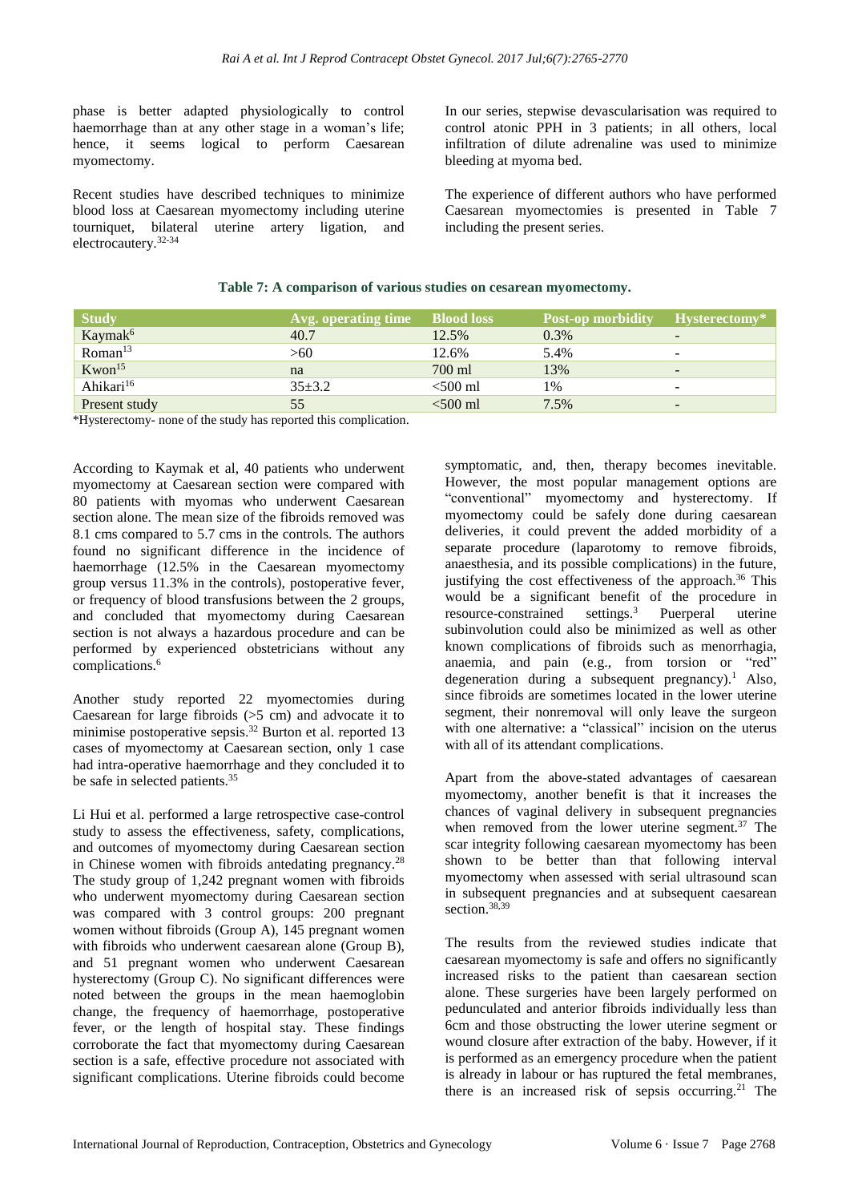phase is better adapted physiologically to control haemorrhage than at any other stage in a woman's life; hence, it seems logical to perform Caesarean myomectomy.

Recent studies have described techniques to minimize blood loss at Caesarean myomectomy including uterine tourniquet, bilateral uterine artery ligation, and electrocautery.[32-34]

In our series, stepwise devascularisation was required to control atonic PPH in 3 patients; in all others, local infiltration of dilute adrenaline was used to minimize bleeding at myoma bed.

The experience of different authors who have performed Caesarean myomectomies is presented in Table 7 including the present series.

**Table 7: A comparison of various studies on cesarean myomectomy.**

| Study | Avg. operating time | Blood loss | Post-op morbidity | Hysterectomy* |
|---|---|---|---|---|
| Kaymak[6] | 40.7 | 12.5% | 0.3% | - |
| Roman[13] | >60 | 12.6% | 5.4% | - |
| Kwon[15] | na | 700 ml | 13% | - |
| Ahikari[16] | 35±3.2 | <500 ml | 1% | - |
| Present study | 55 | <500 ml | 7.5% | - |

*Hysterectomy- none of the study has reported this complication.

According to Kaymak et al, 40 patients who underwent myomectomy at Caesarean section were compared with 80 patients with myomas who underwent Caesarean section alone. The mean size of the fibroids removed was 8.1 cms compared to 5.7 cms in the controls. The authors found no significant difference in the incidence of haemorrhage (12.5% in the Caesarean myomectomy group versus 11.3% in the controls), postoperative fever, or frequency of blood transfusions between the 2 groups, and concluded that myomectomy during Caesarean section is not always a hazardous procedure and can be performed by experienced obstetricians without any complications.[6]

Another study reported 22 myomectomies during Caesarean for large fibroids (>5 cm) and advocate it to minimise postoperative sepsis.[32] Burton et al. reported 13 cases of myomectomy at Caesarean section, only 1 case had intra-operative haemorrhage and they concluded it to be safe in selected patients.[35]

Li Hui et al. performed a large retrospective case-control study to assess the effectiveness, safety, complications, and outcomes of myomectomy during Caesarean section in Chinese women with fibroids antedating pregnancy.[28] The study group of 1,242 pregnant women with fibroids who underwent myomectomy during Caesarean section was compared with 3 control groups: 200 pregnant women without fibroids (Group A), 145 pregnant women with fibroids who underwent caesarean alone (Group B), and 51 pregnant women who underwent Caesarean hysterectomy (Group C). No significant differences were noted between the groups in the mean haemoglobin change, the frequency of haemorrhage, postoperative fever, or the length of hospital stay. These findings corroborate the fact that myomectomy during Caesarean section is a safe, effective procedure not associated with significant complications. Uterine fibroids could become symptomatic, and, then, therapy becomes inevitable. However, the most popular management options are "conventional" myomectomy and hysterectomy. If myomectomy could be safely done during caesarean deliveries, it could prevent the added morbidity of a separate procedure (laparotomy to remove fibroids, anaesthesia, and its possible complications) in the future, justifying the cost effectiveness of the approach.[36] This would be a significant benefit of the procedure in resource-constrained settings.[3] Puerperal uterine subinvolution could also be minimized as well as other known complications of fibroids such as menorrhagia, anaemia, and pain (e.g., from torsion or "red" degeneration during a subsequent pregnancy).[1] Also, since fibroids are sometimes located in the lower uterine segment, their nonremoval will only leave the surgeon with one alternative: a "classical" incision on the uterus with all of its attendant complications.

Apart from the above-stated advantages of caesarean myomectomy, another benefit is that it increases the chances of vaginal delivery in subsequent pregnancies when removed from the lower uterine segment.[37] The scar integrity following caesarean myomectomy has been shown to be better than that following interval myomectomy when assessed with serial ultrasound scan in subsequent pregnancies and at subsequent caesarean section.[38,39]

The results from the reviewed studies indicate that caesarean myomectomy is safe and offers no significantly increased risks to the patient than caesarean section alone. These surgeries have been largely performed on pedunculated and anterior fibroids individually less than 6cm and those obstructing the lower uterine segment or wound closure after extraction of the baby. However, if it is performed as an emergency procedure when the patient is already in labour or has ruptured the fetal membranes, there is an increased risk of sepsis occurring.[21] The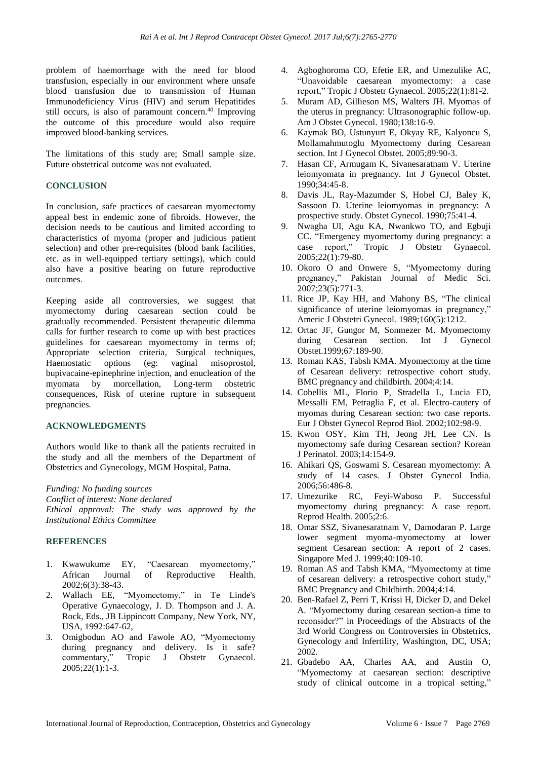problem of haemorrhage with the need for blood transfusion, especially in our environment where unsafe blood transfusion due to transmission of Human Immunodeficiency Virus (HIV) and serum Hepatitides still occurs, is also of paramount concern.[40] Improving the outcome of this procedure would also require improved blood-banking services.

The limitations of this study are; Small sample size. Future obstetrical outcome was not evaluated.

## CONCLUSION

In conclusion, safe practices of caesarean myomectomy appeal best in endemic zone of fibroids. However, the decision needs to be cautious and limited according to characteristics of myoma (proper and judicious patient selection) and other pre-requisites (blood bank facilities, etc. as in well-equipped tertiary settings), which could also have a positive bearing on future reproductive outcomes.

Keeping aside all controversies, we suggest that myomectomy during caesarean section could be gradually recommended. Persistent therapeutic dilemma calls for further research to come up with best practices guidelines for caesarean myomectomy in terms of; Appropriate selection criteria, Surgical techniques, Haemostatic options (eg: vaginal misoprostol, bupivacaine-epinephrine injection, and enucleation of the myomata by morcellation, Long-term obstetric consequences, Risk of uterine rupture in subsequent pregnancies.

## ACKNOWLEDGMENTS

Authors would like to thank all the patients recruited in the study and all the members of the Department of Obstetrics and Gynecology, MGM Hospital, Patna.

*Funding: No funding sources*
*Conflict of interest: None declared*
*Ethical approval: The study was approved by the Institutional Ethics Committee*

## REFERENCES

1. Kwawukume EY, "Caesarean myomectomy," African Journal of Reproductive Health. 2002;6(3):38-43.
2. Wallach EE, "Myomectomy," in Te Linde's Operative Gynaecology, J. D. Thompson and J. A. Rock, Eds., JB Lippincott Company, New York, NY, USA, 1992:647-62,
3. Omigbodun AO and Fawole AO, "Myomectomy during pregnancy and delivery. Is it safe? commentary," Tropic J Obstetr Gynaecol. 2005;22(1):1-3.
4. Agboghoroma CO, Efetie ER, and Umezulike AC, "Unavoidable caesarean myomectomy: a case report," Tropic J Obstetr Gynaecol. 2005;22(1):81-2.
5. Muram AD, Gillieson MS, Walters JH. Myomas of the uterus in pregnancy: Ultrasonographic follow-up. Am J Obstet Gynecol. 1980;138:16-9.
6. Kaymak BO, Ustunyurt E, Okyay RE, Kalyoncu S, Mollamahmutoglu Myomectomy during Cesarean section. Int J Gynecol Obstet. 2005;89:90-3.
7. Hasan CF, Armugam K, Sivanesaratnam V. Uterine leiomyomata in pregnancy. Int J Gynecol Obstet. 1990;34:45-8.
8. Davis JL, Ray-Mazumder S, Hobel CJ, Baley K, Sassoon D. Uterine leiomyomas in pregnancy: A prospective study. Obstet Gynecol. 1990;75:41-4.
9. Nwagha UI, Agu KA, Nwankwo TO, and Egbuji CC. "Emergency myomectomy during pregnancy: a case report," Tropic J Obstetr Gynaecol. 2005;22(1):79-80.
10. Okoro O and Onwere S, "Myomectomy during pregnancy," Pakistan Journal of Medic Sci. 2007;23(5):771-3.
11. Rice JP, Kay HH, and Mahony BS, "The clinical significance of uterine leiomyomas in pregnancy," Americ J Obstetri Gynecol. 1989;160(5):1212.
12. Ortac JF, Gungor M, Sonmezer M. Myomectomy during Cesarean section. Int J Gynecol Obstet.1999;67:189-90.
13. Roman KAS, Tabsh KMA. Myomectomy at the time of Cesarean delivery: retrospective cohort study. BMC pregnancy and childbirth. 2004;4:14.
14. Cobellis ML, Florio P, Stradella L, Lucia ED, Messalli EM, Petraglia F, et al. Electro-cautery of myomas during Cesarean section: two case reports. Eur J Obstet Gynecol Reprod Biol. 2002;102:98-9.
15. Kwon OSY, Kim TH, Jeong JH, Lee CN. Is myomectomy safe during Cesarean section? Korean J Perinatol. 2003;14:154-9.
16. Ahikari QS, Goswami S. Cesarean myomectomy: A study of 14 cases. J Obstet Gynecol India. 2006;56:486-8.
17. Umezurike RC, Feyi-Waboso P. Successful myomectomy during pregnancy: A case report. Reprod Health. 2005;2:6.
18. Omar SSZ, Sivanesaratnam V, Damodaran P. Large lower segment myoma-myomectomy at lower segment Cesarean section: A report of 2 cases. Singapore Med J. 1999;40:109-10.
19. Roman AS and Tabsh KMA, "Myomectomy at time of cesarean delivery: a retrospective cohort study," BMC Pregnancy and Childbirth. 2004;4:14.
20. Ben-Rafael Z, Perri T, Krissi H, Dicker D, and Dekel A. "Myomectomy during cesarean section-a time to reconsider?" in Proceedings of the Abstracts of the 3rd World Congress on Controversies in Obstetrics, Gynecology and Infertility, Washington, DC, USA; 2002.
21. Gbadebo AA, Charles AA, and Austin O, "Myomectomy at caesarean section: descriptive study of clinical outcome in a tropical setting,"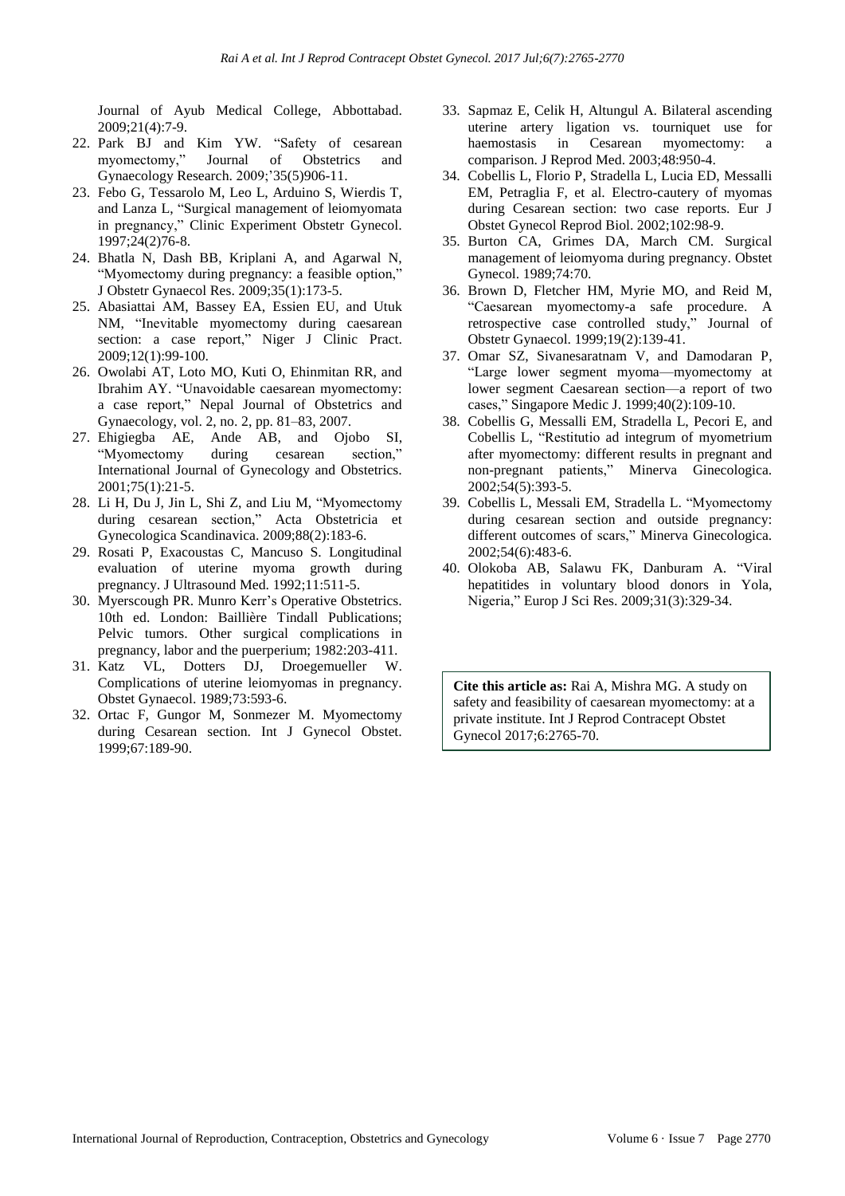Journal of Ayub Medical College, Abbottabad. 2009;21(4):7-9.

22. Park BJ and Kim YW. "Safety of cesarean myomectomy," Journal of Obstetrics and Gynaecology Research. 2009;'35(5)906-11.
23. Febo G, Tessarolo M, Leo L, Arduino S, Wierdis T, and Lanza L, "Surgical management of leiomyomata in pregnancy," Clinic Experiment Obstetr Gynecol. 1997;24(2)76-8.
24. Bhatla N, Dash BB, Kriplani A, and Agarwal N, "Myomectomy during pregnancy: a feasible option," J Obstetr Gynaecol Res. 2009;35(1):173-5.
25. Abasiattai AM, Bassey EA, Essien EU, and Utuk NM, "Inevitable myomectomy during caesarean section: a case report," Niger J Clinic Pract. 2009;12(1):99-100.
26. Owolabi AT, Loto MO, Kuti O, Ehinmitan RR, and Ibrahim AY. "Unavoidable caesarean myomectomy: a case report," Nepal Journal of Obstetrics and Gynaecology, vol. 2, no. 2, pp. 81–83, 2007.
27. Ehigiegba AE, Ande AB, and Ojobo SI, "Myomectomy during cesarean section," International Journal of Gynecology and Obstetrics. 2001;75(1):21-5.
28. Li H, Du J, Jin L, Shi Z, and Liu M, "Myomectomy during cesarean section," Acta Obstetricia et Gynecologica Scandinavica. 2009;88(2):183-6.
29. Rosati P, Exacoustas C, Mancuso S. Longitudinal evaluation of uterine myoma growth during pregnancy. J Ultrasound Med. 1992;11:511-5.
30. Myerscough PR. Munro Kerr's Operative Obstetrics. 10th ed. London: Baillière Tindall Publications; Pelvic tumors. Other surgical complications in pregnancy, labor and the puerperium; 1982:203-411.
31. Katz VL, Dotters DJ, Droegemueller W. Complications of uterine leiomyomas in pregnancy. Obstet Gynaecol. 1989;73:593-6.
32. Ortac F, Gungor M, Sonmezer M. Myomectomy during Cesarean section. Int J Gynecol Obstet. 1999;67:189-90.
33. Sapmaz E, Celik H, Altungul A. Bilateral ascending uterine artery ligation vs. tourniquet use for haemostasis in Cesarean myomectomy: a comparison. J Reprod Med. 2003;48:950-4.
34. Cobellis L, Florio P, Stradella L, Lucia ED, Messalli EM, Petraglia F, et al. Electro-cautery of myomas during Cesarean section: two case reports. Eur J Obstet Gynecol Reprod Biol. 2002;102:98-9.
35. Burton CA, Grimes DA, March CM. Surgical management of leiomyoma during pregnancy. Obstet Gynecol. 1989;74:70.
36. Brown D, Fletcher HM, Myrie MO, and Reid M, "Caesarean myomectomy-a safe procedure. A retrospective case controlled study," Journal of Obstetr Gynaecol. 1999;19(2):139-41.
37. Omar SZ, Sivanesaratnam V, and Damodaran P, "Large lower segment myoma—myomectomy at lower segment Caesarean section—a report of two cases," Singapore Medic J. 1999;40(2):109-10.
38. Cobellis G, Messalli EM, Stradella L, Pecori E, and Cobellis L, "Restitutio ad integrum of myometrium after myomectomy: different results in pregnant and non-pregnant patients," Minerva Ginecologica. 2002;54(5):393-5.
39. Cobellis L, Messali EM, Stradella L. "Myomectomy during cesarean section and outside pregnancy: different outcomes of scars," Minerva Ginecologica. 2002;54(6):483-6.
40. Olokoba AB, Salawu FK, Danburam A. "Viral hepatitides in voluntary blood donors in Yola, Nigeria," Europ J Sci Res. 2009;31(3):329-34.

**Cite this article as:** Rai A, Mishra MG. A study on safety and feasibility of caesarean myomectomy: at a private institute. Int J Reprod Contracept Obstet Gynecol 2017;6:2765-70.